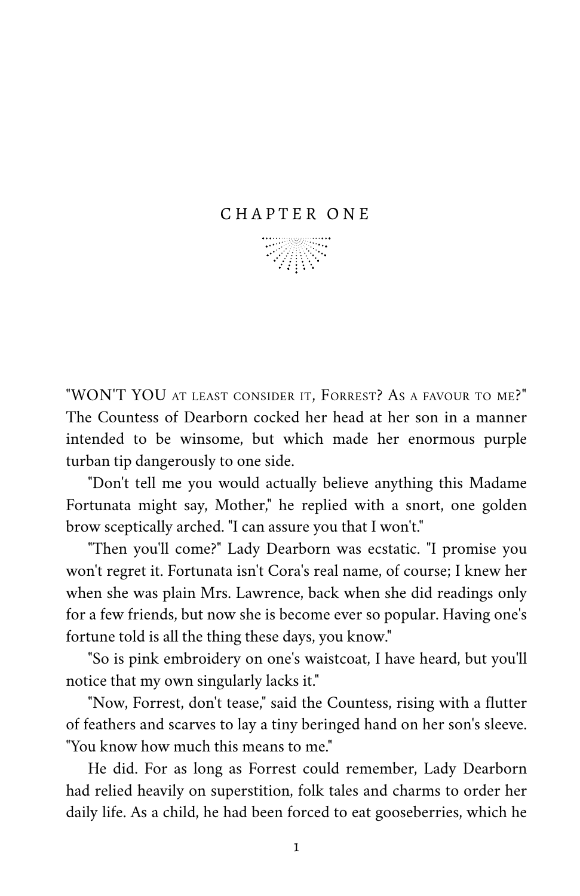# CHAPTER ONE

"WON'T YOU AT LEAST CONSIDER IT, FORREST? AS A FAVOUR TO ME?" The Countess of Dearborn cocked her head at her son in a manner intended to be winsome, but which made her enormous purple turban tip dangerously to one side.

"Don't tell me you would actually believe anything this Madame Fortunata might say, Mother," he replied with a snort, one golden brow sceptically arched. "I can assure you that I won't."

"Then you'll come?" Lady Dearborn was ecstatic. "I promise you won't regret it. Fortunata isn't Cora's real name, of course; I knew her when she was plain Mrs. Lawrence, back when she did readings only for a few friends, but now she is become ever so popular. Having one's fortune told is all the thing these days, you know."

"So is pink embroidery on one's waistcoat, I have heard, but you'll notice that my own singularly lacks it."

"Now, Forrest, don't tease," said the Countess, rising with a flutter of feathers and scarves to lay a tiny beringed hand on her son's sleeve. "You know how much this means to me."

He did. For as long as Forrest could remember, Lady Dearborn had relied heavily on superstition, folk tales and charms to order her daily life. As a child, he had been forced to eat gooseberries, which he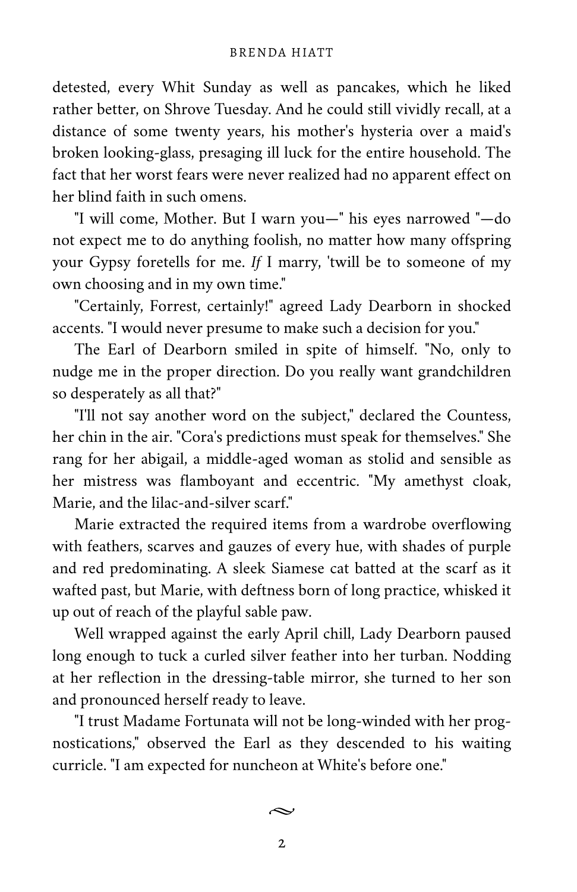detested, every Whit Sunday as well as pancakes, which he liked rather better, on Shrove Tuesday. And he could still vividly recall, at a distance of some twenty years, his mother's hysteria over a maid's broken looking-glass, presaging ill luck for the entire household. The fact that her worst fears were never realized had no apparent effect on her blind faith in such omens.

"I will come, Mother. But I warn you—" his eyes narrowed "—do not expect me to do anything foolish, no matter how many offspring your Gypsy foretells for me. *If* I marry, 'twill be to someone of my own choosing and in my own time."

"Certainly, Forrest, certainly!" agreed Lady Dearborn in shocked accents. "I would never presume to make such a decision for you."

The Earl of Dearborn smiled in spite of himself. "No, only to nudge me in the proper direction. Do you really want grandchildren so desperately as all that?"

"I'll not say another word on the subject," declared the Countess, her chin in the air. "Cora's predictions must speak for themselves." She rang for her abigail, a middle-aged woman as stolid and sensible as her mistress was flamboyant and eccentric. "My amethyst cloak, Marie, and the lilac-and-silver scarf."

Marie extracted the required items from a wardrobe overflowing with feathers, scarves and gauzes of every hue, with shades of purple and red predominating. A sleek Siamese cat batted at the scarf as it wafted past, but Marie, with deftness born of long practice, whisked it up out of reach of the playful sable paw.

Well wrapped against the early April chill, Lady Dearborn paused long enough to tuck a curled silver feather into her turban. Nodding at her reflection in the dressing-table mirror, she turned to her son and pronounced herself ready to leave.

"I trust Madame Fortunata will not be long-winded with her prognostications," observed the Earl as they descended to his waiting curricle. "I am expected for nuncheon at White's before one."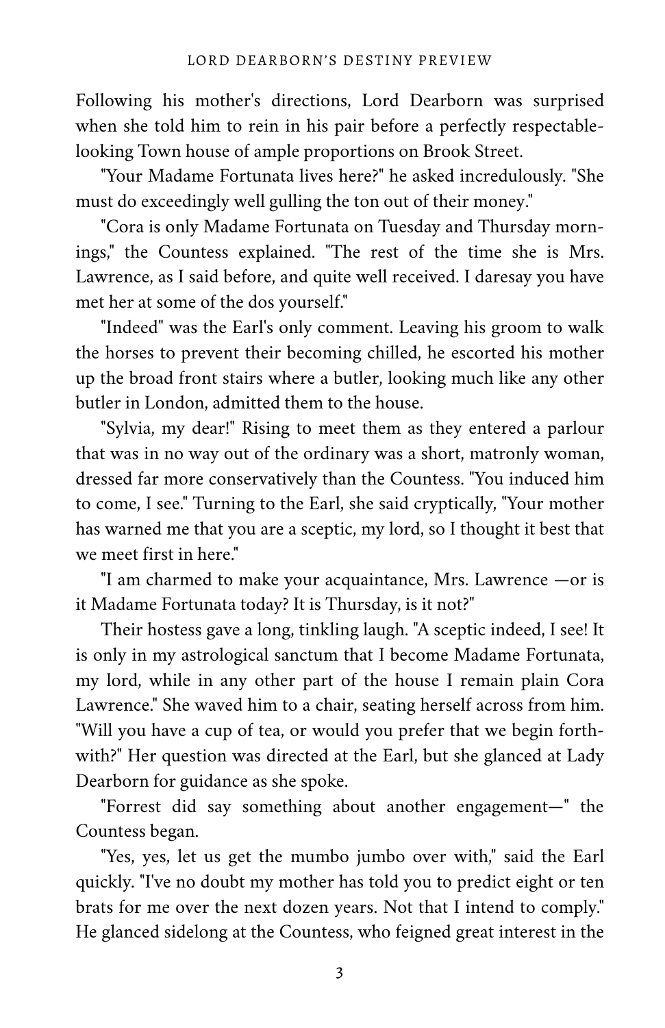Following his mother's directions, Lord Dearborn was surprised when she told him to rein in his pair before a perfectly respectable-looking Town house of ample proportions on Brook Street.

"Your Madame Fortunata lives here?" he asked incredulously. "She must do exceedingly well gulling the ton out of their money."

"Cora is only Madame Fortunata on Tuesday and Thursday mornings," the Countess explained. "The rest of the time she is Mrs. Lawrence, as I said before, and quite well received. I daresay you have met her at some of the dos yourself."

"Indeed" was the Earl's only comment. Leaving his groom to walk the horses to prevent their becoming chilled, he escorted his mother up the broad front stairs where a butler, looking much like any other butler in London, admitted them to the house.

"Sylvia, my dear!" Rising to meet them as they entered a parlour that was in no way out of the ordinary was a short, matronly woman, dressed far more conservatively than the Countess. "You induced him to come, I see." Turning to the Earl, she said cryptically, "Your mother has warned me that you are a sceptic, my lord, so I thought it best that we meet first in here."

"I am charmed to make your acquaintance, Mrs. Lawrence —or is it Madame Fortunata today? It is Thursday, is it not?"

Their hostess gave a long, tinkling laugh. "A sceptic indeed, I see! It is only in my astrological sanctum that I become Madame Fortunata, my lord, while in any other part of the house I remain plain Cora Lawrence." She waved him to a chair, seating herself across from him. "Will you have a cup of tea, or would you prefer that we begin forthwith?" Her question was directed at the Earl, but she glanced at Lady Dearborn for guidance as she spoke.

"Forrest did say something about another engagement—" the Countess began.

"Yes, yes, let us get the mumbo jumbo over with," said the Earl quickly. "I've no doubt my mother has told you to predict eight or ten brats for me over the next dozen years. Not that I intend to comply." He glanced sidelong at the Countess, who feigned great interest in the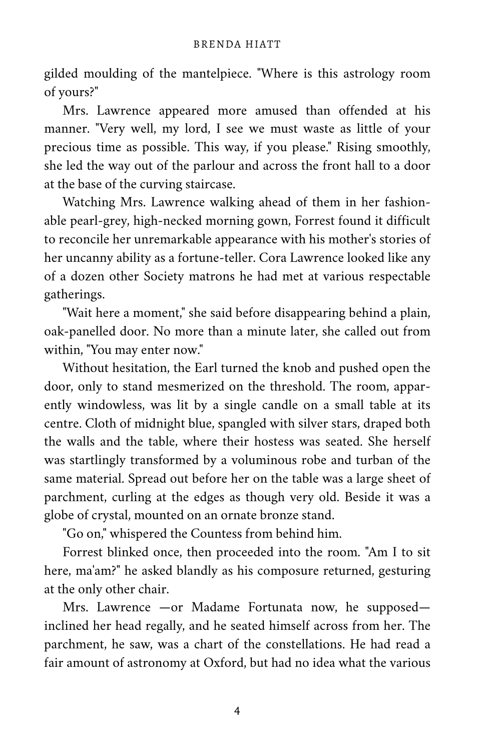gilded moulding of the mantelpiece. "Where is this astrology room of yours?"

Mrs. Lawrence appeared more amused than offended at his manner. "Very well, my lord, I see we must waste as little of your precious time as possible. This way, if you please." Rising smoothly, she led the way out of the parlour and across the front hall to a door at the base of the curving staircase.

Watching Mrs. Lawrence walking ahead of them in her fashionable pearl-grey, high-necked morning gown, Forrest found it difficult to reconcile her unremarkable appearance with his mother's stories of her uncanny ability as a fortune-teller. Cora Lawrence looked like any of a dozen other Society matrons he had met at various respectable gatherings.

"Wait here a moment," she said before disappearing behind a plain, oak-panelled door. No more than a minute later, she called out from within, "You may enter now."

Without hesitation, the Earl turned the knob and pushed open the door, only to stand mesmerized on the threshold. The room, apparently windowless, was lit by a single candle on a small table at its centre. Cloth of midnight blue, spangled with silver stars, draped both the walls and the table, where their hostess was seated. She herself was startlingly transformed by a voluminous robe and turban of the same material. Spread out before her on the table was a large sheet of parchment, curling at the edges as though very old. Beside it was a globe of crystal, mounted on an ornate bronze stand.

"Go on," whispered the Countess from behind him.

Forrest blinked once, then proceeded into the room. "Am I to sit here, ma'am?" he asked blandly as his composure returned, gesturing at the only other chair.

Mrs. Lawrence —or Madame Fortunata now, he supposed— inclined her head regally, and he seated himself across from her. The parchment, he saw, was a chart of the constellations. He had read a fair amount of astronomy at Oxford, but had no idea what the various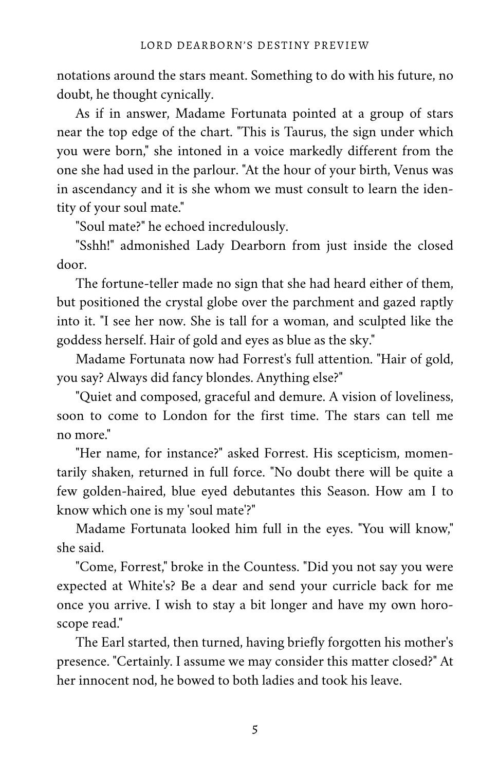notations around the stars meant. Something to do with his future, no doubt, he thought cynically.

As if in answer, Madame Fortunata pointed at a group of stars near the top edge of the chart. "This is Taurus, the sign under which you were born," she intoned in a voice markedly different from the one she had used in the parlour. "At the hour of your birth, Venus was in ascendancy and it is she whom we must consult to learn the identity of your soul mate."

"Soul mate?" he echoed incredulously.

"Sshh!" admonished Lady Dearborn from just inside the closed door.

The fortune-teller made no sign that she had heard either of them, but positioned the crystal globe over the parchment and gazed raptly into it. "I see her now. She is tall for a woman, and sculpted like the goddess herself. Hair of gold and eyes as blue as the sky."

Madame Fortunata now had Forrest's full attention. "Hair of gold, you say? Always did fancy blondes. Anything else?"

"Quiet and composed, graceful and demure. A vision of loveliness, soon to come to London for the first time. The stars can tell me no more."

"Her name, for instance?" asked Forrest. His scepticism, momentarily shaken, returned in full force. "No doubt there will be quite a few golden-haired, blue eyed debutantes this Season. How am I to know which one is my 'soul mate'?"

Madame Fortunata looked him full in the eyes. "You will know," she said.

"Come, Forrest," broke in the Countess. "Did you not say you were expected at White's? Be a dear and send your curricle back for me once you arrive. I wish to stay a bit longer and have my own horoscope read."

The Earl started, then turned, having briefly forgotten his mother's presence. "Certainly. I assume we may consider this matter closed?" At her innocent nod, he bowed to both ladies and took his leave.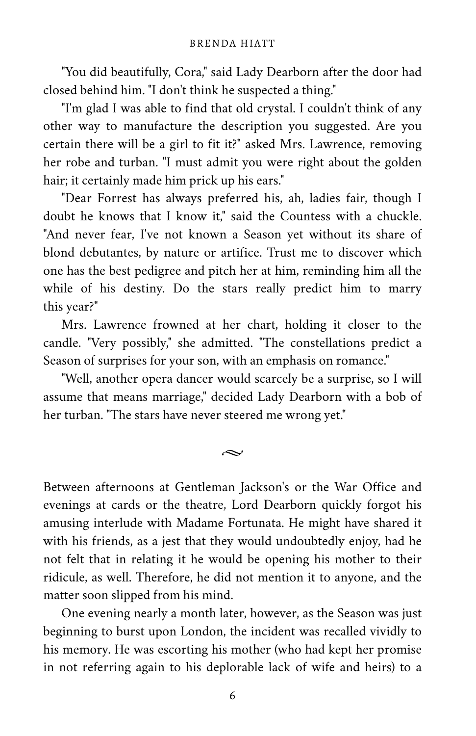"You did beautifully, Cora," said Lady Dearborn after the door had closed behind him. "I don't think he suspected a thing."

"I'm glad I was able to find that old crystal. I couldn't think of any other way to manufacture the description you suggested. Are you certain there will be a girl to fit it?" asked Mrs. Lawrence, removing her robe and turban. "I must admit you were right about the golden hair; it certainly made him prick up his ears."

"Dear Forrest has always preferred his, ah, ladies fair, though I doubt he knows that I know it," said the Countess with a chuckle. "And never fear, I've not known a Season yet without its share of blond debutantes, by nature or artifice. Trust me to discover which one has the best pedigree and pitch her at him, reminding him all the while of his destiny. Do the stars really predict him to marry this year?"

Mrs. Lawrence frowned at her chart, holding it closer to the candle. "Very possibly," she admitted. "The constellations predict a Season of surprises for your son, with an emphasis on romance."

"Well, another opera dancer would scarcely be a surprise, so I will assume that means marriage," decided Lady Dearborn with a bob of her turban. "The stars have never steered me wrong yet."

~

Between afternoons at Gentleman Jackson's or the War Office and evenings at cards or the theatre, Lord Dearborn quickly forgot his amusing interlude with Madame Fortunata. He might have shared it with his friends, as a jest that they would undoubtedly enjoy, had he not felt that in relating it he would be opening his mother to their ridicule, as well. Therefore, he did not mention it to anyone, and the matter soon slipped from his mind.

One evening nearly a month later, however, as the Season was just beginning to burst upon London, the incident was recalled vividly to his memory. He was escorting his mother (who had kept her promise in not referring again to his deplorable lack of wife and heirs) to a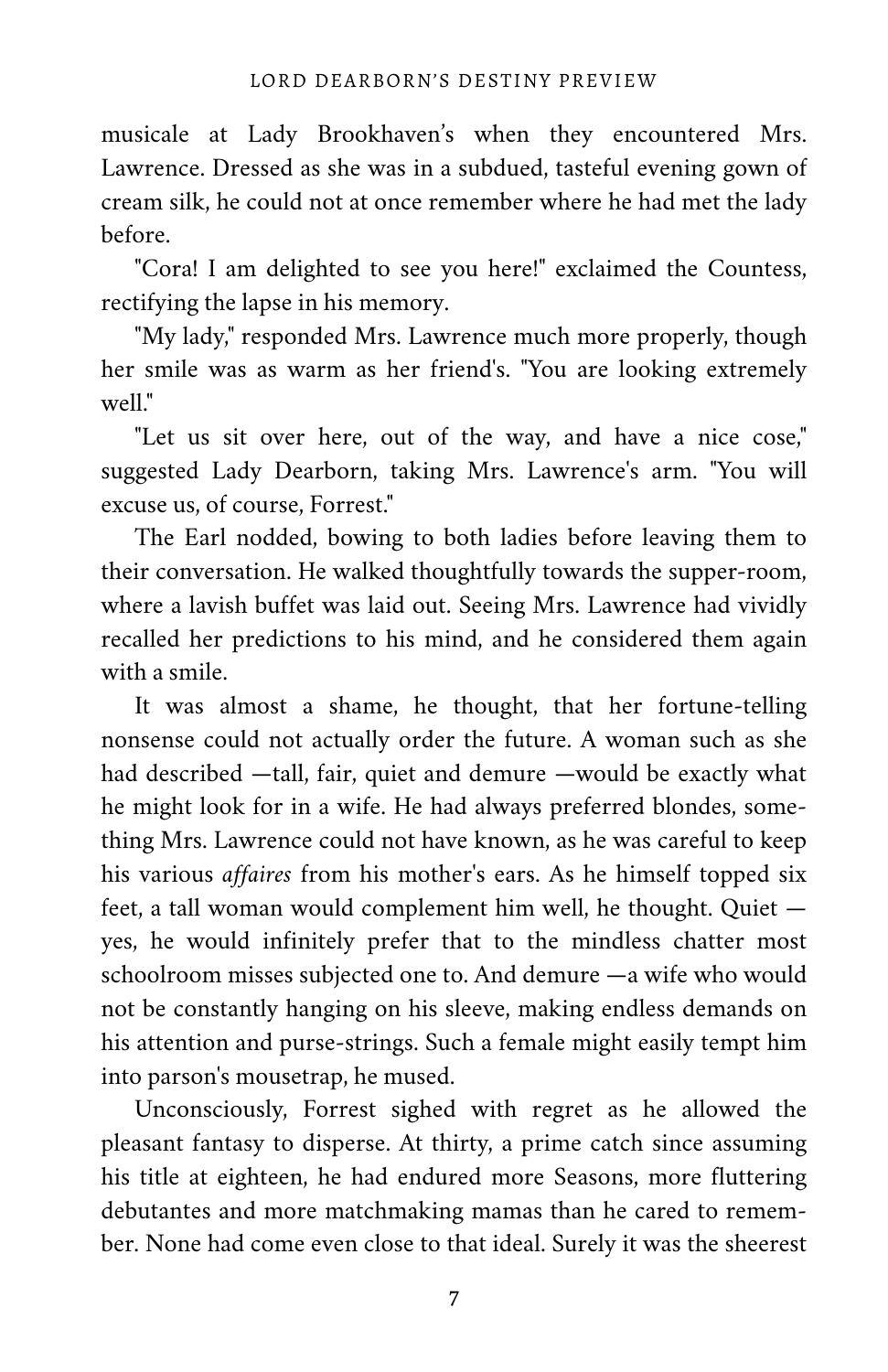musicale at Lady Brookhaven's when they encountered Mrs. Lawrence. Dressed as she was in a subdued, tasteful evening gown of cream silk, he could not at once remember where he had met the lady before.

"Cora! I am delighted to see you here!" exclaimed the Countess, rectifying the lapse in his memory.

"My lady," responded Mrs. Lawrence much more properly, though her smile was as warm as her friend's. "You are looking extremely well."

"Let us sit over here, out of the way, and have a nice cose," suggested Lady Dearborn, taking Mrs. Lawrence's arm. "You will excuse us, of course, Forrest."

The Earl nodded, bowing to both ladies before leaving them to their conversation. He walked thoughtfully towards the supper-room, where a lavish buffet was laid out. Seeing Mrs. Lawrence had vividly recalled her predictions to his mind, and he considered them again with a smile.

It was almost a shame, he thought, that her fortune-telling nonsense could not actually order the future. A woman such as she had described —tall, fair, quiet and demure —would be exactly what he might look for in a wife. He had always preferred blondes, something Mrs. Lawrence could not have known, as he was careful to keep his various *affaires* from his mother's ears. As he himself topped six feet, a tall woman would complement him well, he thought. Quiet —yes, he would infinitely prefer that to the mindless chatter most schoolroom misses subjected one to. And demure —a wife who would not be constantly hanging on his sleeve, making endless demands on his attention and purse-strings. Such a female might easily tempt him into parson's mousetrap, he mused.

Unconsciously, Forrest sighed with regret as he allowed the pleasant fantasy to disperse. At thirty, a prime catch since assuming his title at eighteen, he had endured more Seasons, more fluttering debutantes and more matchmaking mamas than he cared to remember. None had come even close to that ideal. Surely it was the sheerest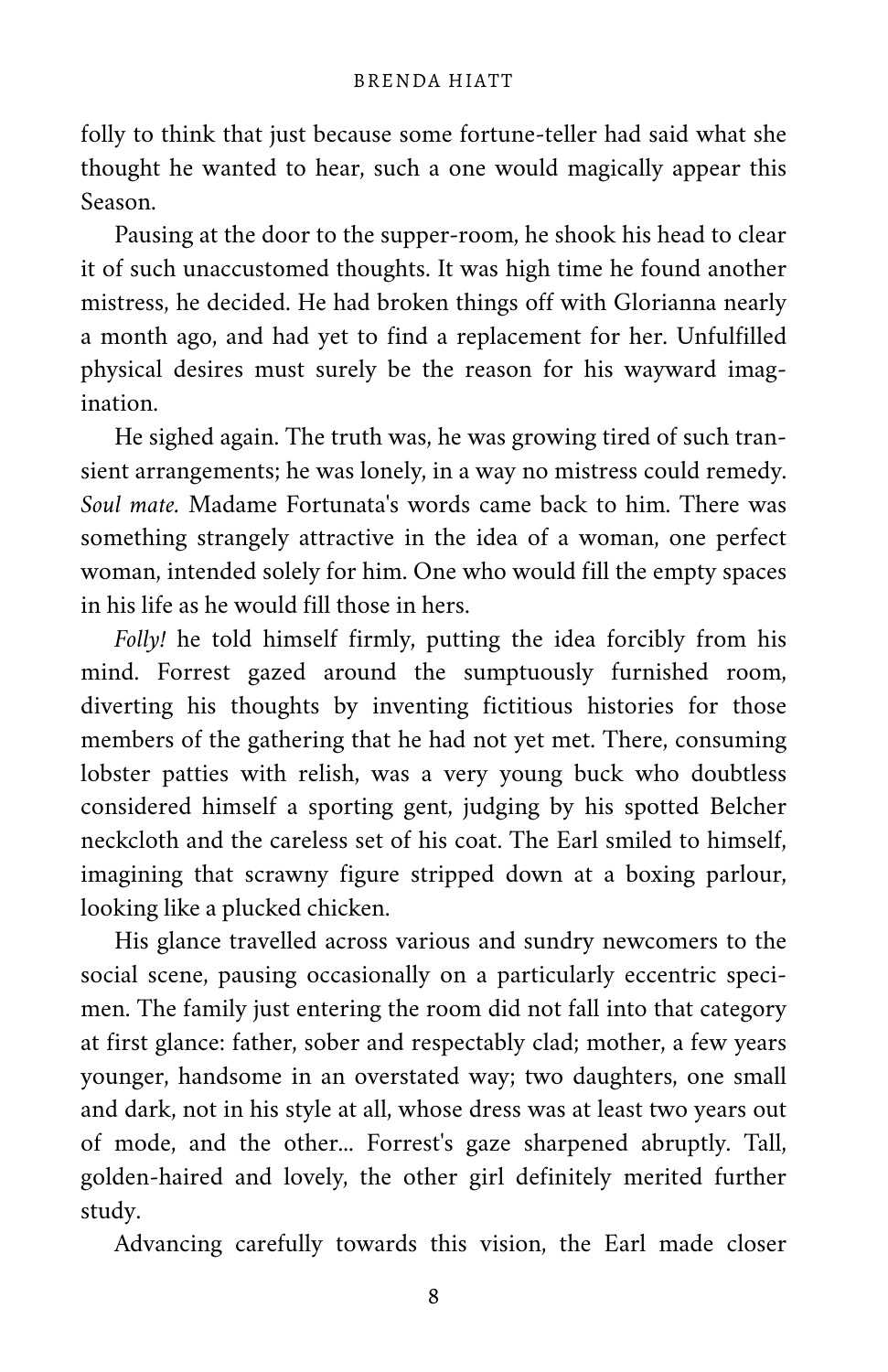folly to think that just because some fortune-teller had said what she thought he wanted to hear, such a one would magically appear this Season.

Pausing at the door to the supper-room, he shook his head to clear it of such unaccustomed thoughts. It was high time he found another mistress, he decided. He had broken things off with Glorianna nearly a month ago, and had yet to find a replacement for her. Unfulfilled physical desires must surely be the reason for his wayward imagination.

He sighed again. The truth was, he was growing tired of such transient arrangements; he was lonely, in a way no mistress could remedy. *Soul mate.* Madame Fortunata's words came back to him. There was something strangely attractive in the idea of a woman, one perfect woman, intended solely for him. One who would fill the empty spaces in his life as he would fill those in hers.

*Folly!* he told himself firmly, putting the idea forcibly from his mind. Forrest gazed around the sumptuously furnished room, diverting his thoughts by inventing fictitious histories for those members of the gathering that he had not yet met. There, consuming lobster patties with relish, was a very young buck who doubtless considered himself a sporting gent, judging by his spotted Belcher neckcloth and the careless set of his coat. The Earl smiled to himself, imagining that scrawny figure stripped down at a boxing parlour, looking like a plucked chicken.

His glance travelled across various and sundry newcomers to the social scene, pausing occasionally on a particularly eccentric specimen. The family just entering the room did not fall into that category at first glance: father, sober and respectably clad; mother, a few years younger, handsome in an overstated way; two daughters, one small and dark, not in his style at all, whose dress was at least two years out of mode, and the other... Forrest's gaze sharpened abruptly. Tall, golden-haired and lovely, the other girl definitely merited further study.

Advancing carefully towards this vision, the Earl made closer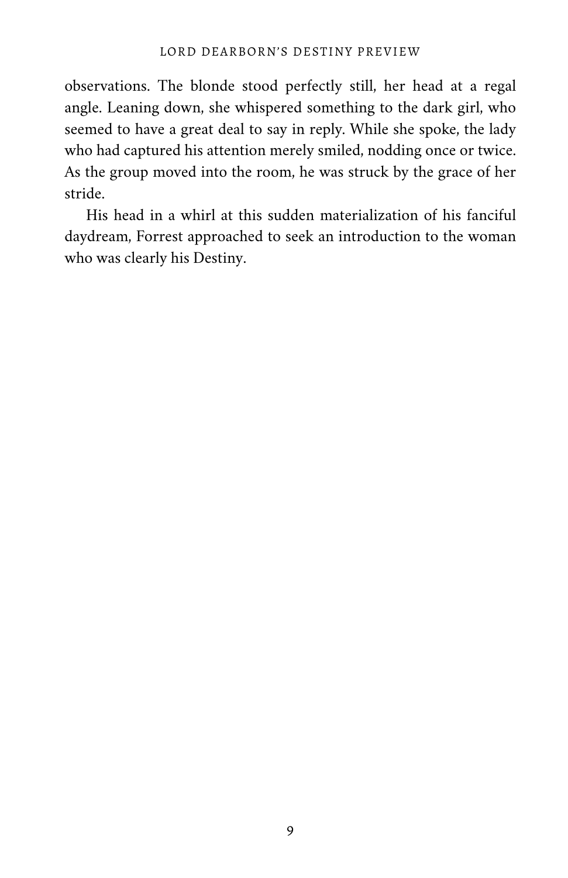observations. The blonde stood perfectly still, her head at a regal angle. Leaning down, she whispered something to the dark girl, who seemed to have a great deal to say in reply. While she spoke, the lady who had captured his attention merely smiled, nodding once or twice. As the group moved into the room, he was struck by the grace of her stride.

His head in a whirl at this sudden materialization of his fanciful daydream, Forrest approached to seek an introduction to the woman who was clearly his Destiny.